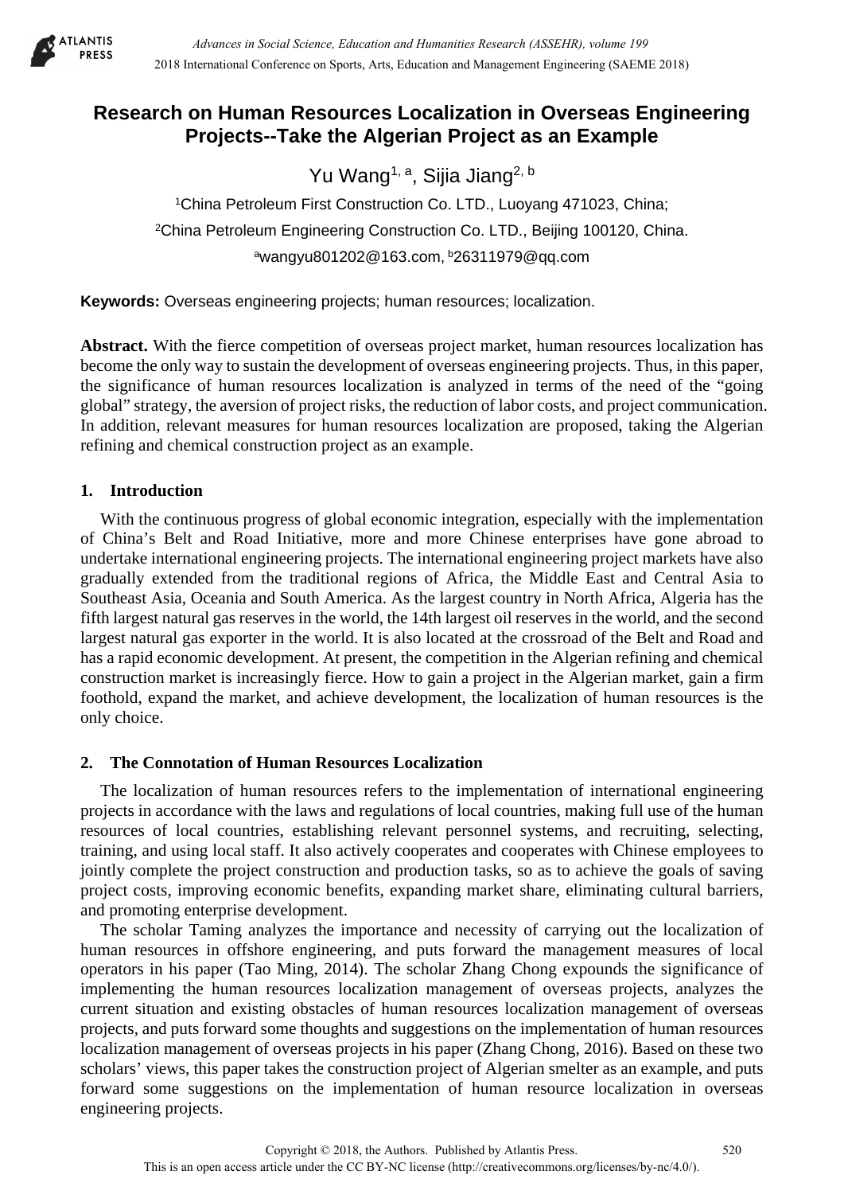# Research on Human Resources Localization in Overseas Engineering Projects--Take the Algerian Project as an Example

Yu Wang[1, a], Sijia Jiang[2, b]

[1]China Petroleum First Construction Co. LTD., Luoyang 471023, China;

[2]China Petroleum Engineering Construction Co. LTD., Beijing 100120, China.

[a]wangyu801202@163.com, [b]26311979@qq.com

**Keywords:** Overseas engineering projects; human resources; localization.

**Abstract.** With the fierce competition of overseas project market, human resources localization has become the only way to sustain the development of overseas engineering projects. Thus, in this paper, the significance of human resources localization is analyzed in terms of the need of the "going global" strategy, the aversion of project risks, the reduction of labor costs, and project communication. In addition, relevant measures for human resources localization are proposed, taking the Algerian refining and chemical construction project as an example.

## 1. Introduction

With the continuous progress of global economic integration, especially with the implementation of China's Belt and Road Initiative, more and more Chinese enterprises have gone abroad to undertake international engineering projects. The international engineering project markets have also gradually extended from the traditional regions of Africa, the Middle East and Central Asia to Southeast Asia, Oceania and South America. As the largest country in North Africa, Algeria has the fifth largest natural gas reserves in the world, the 14th largest oil reserves in the world, and the second largest natural gas exporter in the world. It is also located at the crossroad of the Belt and Road and has a rapid economic development. At present, the competition in the Algerian refining and chemical construction market is increasingly fierce. How to gain a project in the Algerian market, gain a firm foothold, expand the market, and achieve development, the localization of human resources is the only choice.

## 2. The Connotation of Human Resources Localization

The localization of human resources refers to the implementation of international engineering projects in accordance with the laws and regulations of local countries, making full use of the human resources of local countries, establishing relevant personnel systems, and recruiting, selecting, training, and using local staff. It also actively cooperates and cooperates with Chinese employees to jointly complete the project construction and production tasks, so as to achieve the goals of saving project costs, improving economic benefits, expanding market share, eliminating cultural barriers, and promoting enterprise development.

The scholar Taming analyzes the importance and necessity of carrying out the localization of human resources in offshore engineering, and puts forward the management measures of local operators in his paper (Tao Ming, 2014). The scholar Zhang Chong expounds the significance of implementing the human resources localization management of overseas projects, analyzes the current situation and existing obstacles of human resources localization management of overseas projects, and puts forward some thoughts and suggestions on the implementation of human resources localization management of overseas projects in his paper (Zhang Chong, 2016). Based on these two scholars' views, this paper takes the construction project of Algerian smelter as an example, and puts forward some suggestions on the implementation of human resource localization in overseas engineering projects.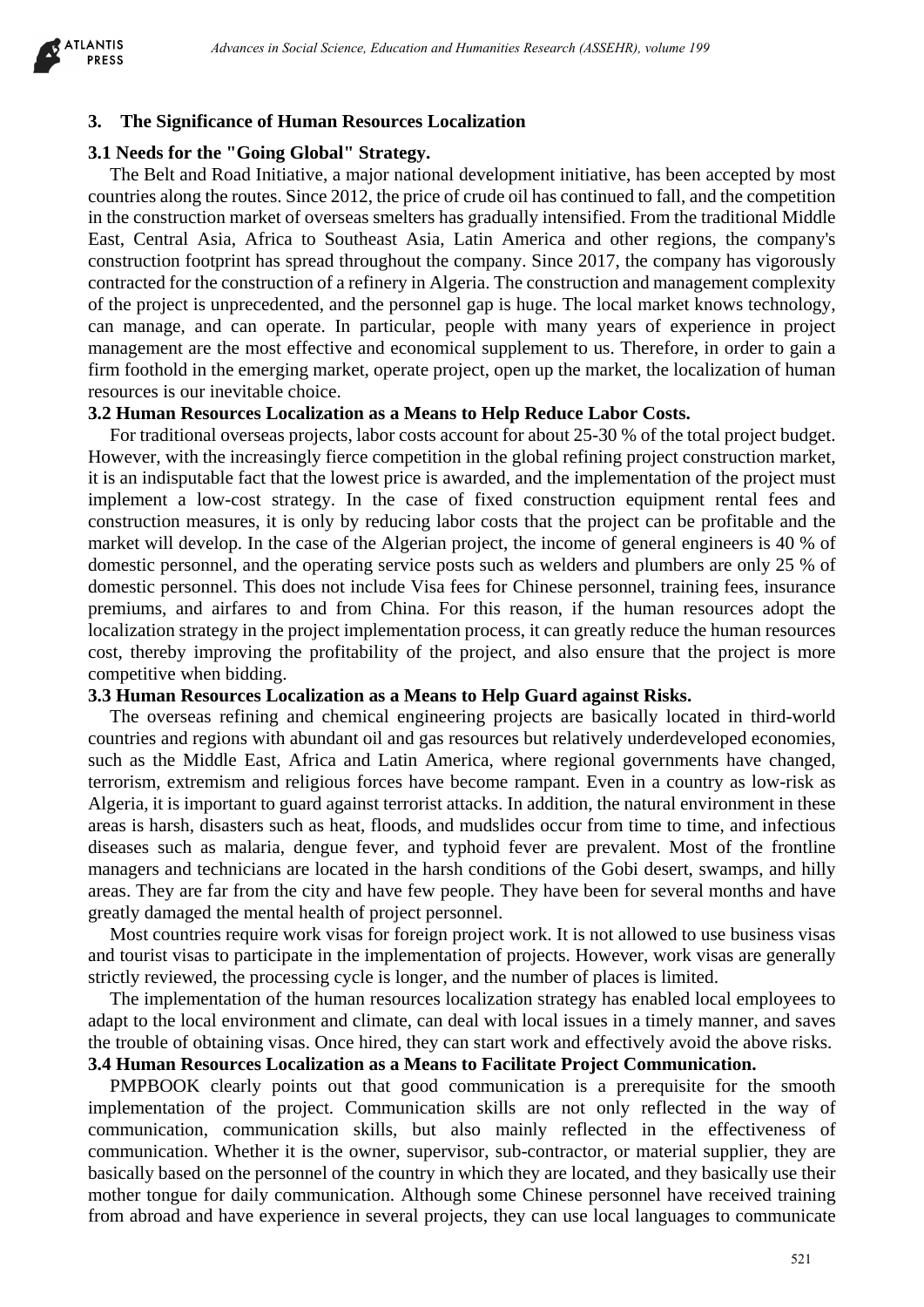## 3. The Significance of Human Resources Localization

### 3.1 Needs for the "Going Global" Strategy.

The Belt and Road Initiative, a major national development initiative, has been accepted by most countries along the routes. Since 2012, the price of crude oil has continued to fall, and the competition in the construction market of overseas smelters has gradually intensified. From the traditional Middle East, Central Asia, Africa to Southeast Asia, Latin America and other regions, the company's construction footprint has spread throughout the company. Since 2017, the company has vigorously contracted for the construction of a refinery in Algeria. The construction and management complexity of the project is unprecedented, and the personnel gap is huge. The local market knows technology, can manage, and can operate. In particular, people with many years of experience in project management are the most effective and economical supplement to us. Therefore, in order to gain a firm foothold in the emerging market, operate project, open up the market, the localization of human resources is our inevitable choice.

### 3.2 Human Resources Localization as a Means to Help Reduce Labor Costs.

For traditional overseas projects, labor costs account for about 25-30 % of the total project budget. However, with the increasingly fierce competition in the global refining project construction market, it is an indisputable fact that the lowest price is awarded, and the implementation of the project must implement a low-cost strategy. In the case of fixed construction equipment rental fees and construction measures, it is only by reducing labor costs that the project can be profitable and the market will develop. In the case of the Algerian project, the income of general engineers is 40 % of domestic personnel, and the operating service posts such as welders and plumbers are only 25 % of domestic personnel. This does not include Visa fees for Chinese personnel, training fees, insurance premiums, and airfares to and from China. For this reason, if the human resources adopt the localization strategy in the project implementation process, it can greatly reduce the human resources cost, thereby improving the profitability of the project, and also ensure that the project is more competitive when bidding.

### 3.3 Human Resources Localization as a Means to Help Guard against Risks.

The overseas refining and chemical engineering projects are basically located in third-world countries and regions with abundant oil and gas resources but relatively underdeveloped economies, such as the Middle East, Africa and Latin America, where regional governments have changed, terrorism, extremism and religious forces have become rampant. Even in a country as low-risk as Algeria, it is important to guard against terrorist attacks. In addition, the natural environment in these areas is harsh, disasters such as heat, floods, and mudslides occur from time to time, and infectious diseases such as malaria, dengue fever, and typhoid fever are prevalent. Most of the frontline managers and technicians are located in the harsh conditions of the Gobi desert, swamps, and hilly areas. They are far from the city and have few people. They have been for several months and have greatly damaged the mental health of project personnel.

Most countries require work visas for foreign project work. It is not allowed to use business visas and tourist visas to participate in the implementation of projects. However, work visas are generally strictly reviewed, the processing cycle is longer, and the number of places is limited.

The implementation of the human resources localization strategy has enabled local employees to adapt to the local environment and climate, can deal with local issues in a timely manner, and saves the trouble of obtaining visas. Once hired, they can start work and effectively avoid the above risks.

### 3.4 Human Resources Localization as a Means to Facilitate Project Communication.

PMPBOOK clearly points out that good communication is a prerequisite for the smooth implementation of the project. Communication skills are not only reflected in the way of communication, communication skills, but also mainly reflected in the effectiveness of communication. Whether it is the owner, supervisor, sub-contractor, or material supplier, they are basically based on the personnel of the country in which they are located, and they basically use their mother tongue for daily communication. Although some Chinese personnel have received training from abroad and have experience in several projects, they can use local languages to communicate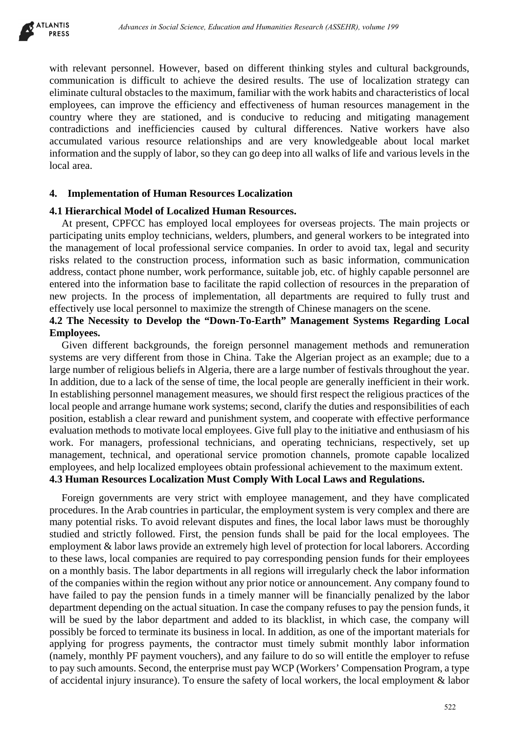with relevant personnel. However, based on different thinking styles and cultural backgrounds, communication is difficult to achieve the desired results. The use of localization strategy can eliminate cultural obstacles to the maximum, familiar with the work habits and characteristics of local employees, can improve the efficiency and effectiveness of human resources management in the country where they are stationed, and is conducive to reducing and mitigating management contradictions and inefficiencies caused by cultural differences. Native workers have also accumulated various resource relationships and are very knowledgeable about local market information and the supply of labor, so they can go deep into all walks of life and various levels in the local area.

## 4. Implementation of Human Resources Localization

### 4.1 Hierarchical Model of Localized Human Resources.

At present, CPFCC has employed local employees for overseas projects. The main projects or participating units employ technicians, welders, plumbers, and general workers to be integrated into the management of local professional service companies. In order to avoid tax, legal and security risks related to the construction process, information such as basic information, communication address, contact phone number, work performance, suitable job, etc. of highly capable personnel are entered into the information base to facilitate the rapid collection of resources in the preparation of new projects. In the process of implementation, all departments are required to fully trust and effectively use local personnel to maximize the strength of Chinese managers on the scene.

### 4.2 The Necessity to Develop the "Down-To-Earth" Management Systems Regarding Local Employees.

Given different backgrounds, the foreign personnel management methods and remuneration systems are very different from those in China. Take the Algerian project as an example; due to a large number of religious beliefs in Algeria, there are a large number of festivals throughout the year. In addition, due to a lack of the sense of time, the local people are generally inefficient in their work. In establishing personnel management measures, we should first respect the religious practices of the local people and arrange humane work systems; second, clarify the duties and responsibilities of each position, establish a clear reward and punishment system, and cooperate with effective performance evaluation methods to motivate local employees. Give full play to the initiative and enthusiasm of his work. For managers, professional technicians, and operating technicians, respectively, set up management, technical, and operational service promotion channels, promote capable localized employees, and help localized employees obtain professional achievement to the maximum extent.

### 4.3 Human Resources Localization Must Comply With Local Laws and Regulations.

Foreign governments are very strict with employee management, and they have complicated procedures. In the Arab countries in particular, the employment system is very complex and there are many potential risks. To avoid relevant disputes and fines, the local labor laws must be thoroughly studied and strictly followed. First, the pension funds shall be paid for the local employees. The employment & labor laws provide an extremely high level of protection for local laborers. According to these laws, local companies are required to pay corresponding pension funds for their employees on a monthly basis. The labor departments in all regions will irregularly check the labor information of the companies within the region without any prior notice or announcement. Any company found to have failed to pay the pension funds in a timely manner will be financially penalized by the labor department depending on the actual situation. In case the company refuses to pay the pension funds, it will be sued by the labor department and added to its blacklist, in which case, the company will possibly be forced to terminate its business in local. In addition, as one of the important materials for applying for progress payments, the contractor must timely submit monthly labor information (namely, monthly PF payment vouchers), and any failure to do so will entitle the employer to refuse to pay such amounts. Second, the enterprise must pay WCP (Workers' Compensation Program, a type of accidental injury insurance). To ensure the safety of local workers, the local employment & labor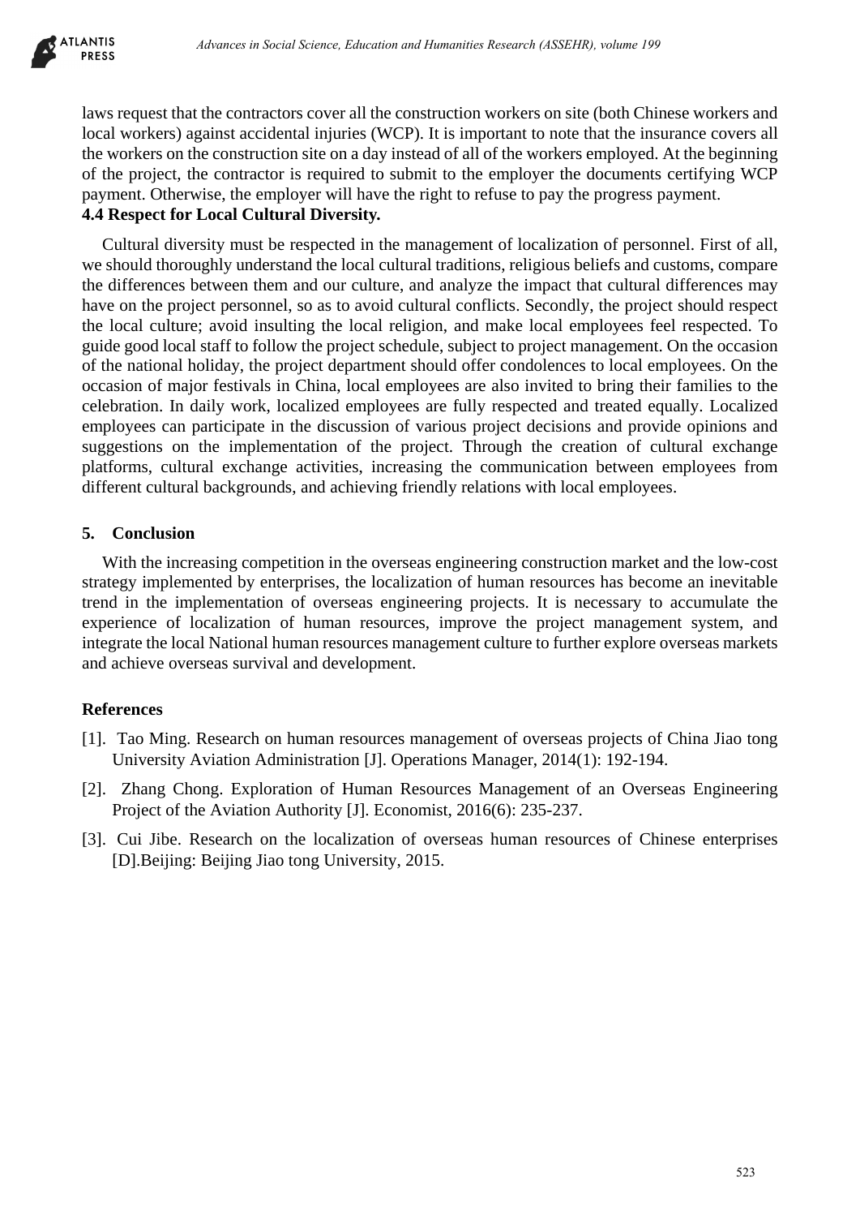laws request that the contractors cover all the construction workers on site (both Chinese workers and local workers) against accidental injuries (WCP). It is important to note that the insurance covers all the workers on the construction site on a day instead of all of the workers employed. At the beginning of the project, the contractor is required to submit to the employer the documents certifying WCP payment. Otherwise, the employer will have the right to refuse to pay the progress payment.

### 4.4 Respect for Local Cultural Diversity.

Cultural diversity must be respected in the management of localization of personnel. First of all, we should thoroughly understand the local cultural traditions, religious beliefs and customs, compare the differences between them and our culture, and analyze the impact that cultural differences may have on the project personnel, so as to avoid cultural conflicts. Secondly, the project should respect the local culture; avoid insulting the local religion, and make local employees feel respected. To guide good local staff to follow the project schedule, subject to project management. On the occasion of the national holiday, the project department should offer condolences to local employees. On the occasion of major festivals in China, local employees are also invited to bring their families to the celebration. In daily work, localized employees are fully respected and treated equally. Localized employees can participate in the discussion of various project decisions and provide opinions and suggestions on the implementation of the project. Through the creation of cultural exchange platforms, cultural exchange activities, increasing the communication between employees from different cultural backgrounds, and achieving friendly relations with local employees.

## 5. Conclusion

With the increasing competition in the overseas engineering construction market and the low-cost strategy implemented by enterprises, the localization of human resources has become an inevitable trend in the implementation of overseas engineering projects. It is necessary to accumulate the experience of localization of human resources, improve the project management system, and integrate the local National human resources management culture to further explore overseas markets and achieve overseas survival and development.

## References

[1]. Tao Ming. Research on human resources management of overseas projects of China Jiao tong University Aviation Administration [J]. Operations Manager, 2014(1): 192-194.

[2]. Zhang Chong. Exploration of Human Resources Management of an Overseas Engineering Project of the Aviation Authority [J]. Economist, 2016(6): 235-237.

[3]. Cui Jibe. Research on the localization of overseas human resources of Chinese enterprises [D].Beijing: Beijing Jiao tong University, 2015.